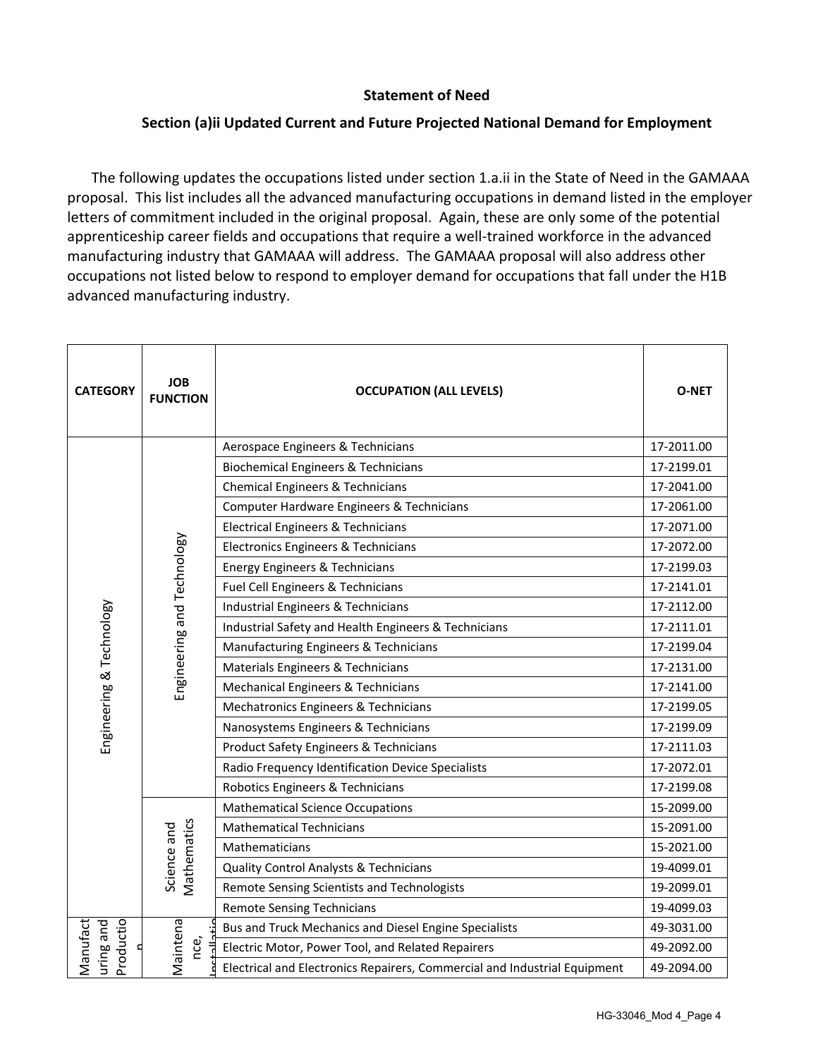**Statement of Need**

**Section (a)ii Updated Current and Future Projected National Demand for Employment**

The following updates the occupations listed under section 1.a.ii in the State of Need in the GAMAAA proposal. This list includes all the advanced manufacturing occupations in demand listed in the employer letters of commitment included in the original proposal. Again, these are only some of the potential apprenticeship career fields and occupations that require a well-trained workforce in the advanced manufacturing industry that GAMAAA will address. The GAMAAA proposal will also address other occupations not listed below to respond to employer demand for occupations that fall under the H1B advanced manufacturing industry.

| CATEGORY | JOB FUNCTION | OCCUPATION (ALL LEVELS) | O-NET |
|---|---|---|---|
| Engineering & Technology | Engineering and Technology | Aerospace Engineers & Technicians | 17-2011.00 |
| | | Biochemical Engineers & Technicians | 17-2199.01 |
| | | Chemical Engineers & Technicians | 17-2041.00 |
| | | Computer Hardware Engineers & Technicians | 17-2061.00 |
| | | Electrical Engineers & Technicians | 17-2071.00 |
| | | Electronics Engineers & Technicians | 17-2072.00 |
| | | Energy Engineers & Technicians | 17-2199.03 |
| | | Fuel Cell Engineers & Technicians | 17-2141.01 |
| | | Industrial Engineers & Technicians | 17-2112.00 |
| | | Industrial Safety and Health Engineers & Technicians | 17-2111.01 |
| | | Manufacturing Engineers & Technicians | 17-2199.04 |
| | | Materials Engineers & Technicians | 17-2131.00 |
| | | Mechanical Engineers & Technicians | 17-2141.00 |
| | | Mechatronics Engineers & Technicians | 17-2199.05 |
| | | Nanosystems Engineers & Technicians | 17-2199.09 |
| | | Product Safety Engineers & Technicians | 17-2111.03 |
| | | Radio Frequency Identification Device Specialists | 17-2072.01 |
| | | Robotics Engineers & Technicians | 17-2199.08 |
| | Science and Mathematics | Mathematical Science Occupations | 15-2099.00 |
| | | Mathematical Technicians | 15-2091.00 |
| | | Mathematicians | 15-2021.00 |
| | | Quality Control Analysts & Technicians | 19-4099.01 |
| | | Remote Sensing Scientists and Technologists | 19-2099.01 |
| | | Remote Sensing Technicians | 19-4099.03 |
| Manufacturing and Production | Maintenance, Installation | Bus and Truck Mechanics and Diesel Engine Specialists | 49-3031.00 |
| | | Electric Motor, Power Tool, and Related Repairers | 49-2092.00 |
| | | Electrical and Electronics Repairers, Commercial and Industrial Equipment | 49-2094.00 |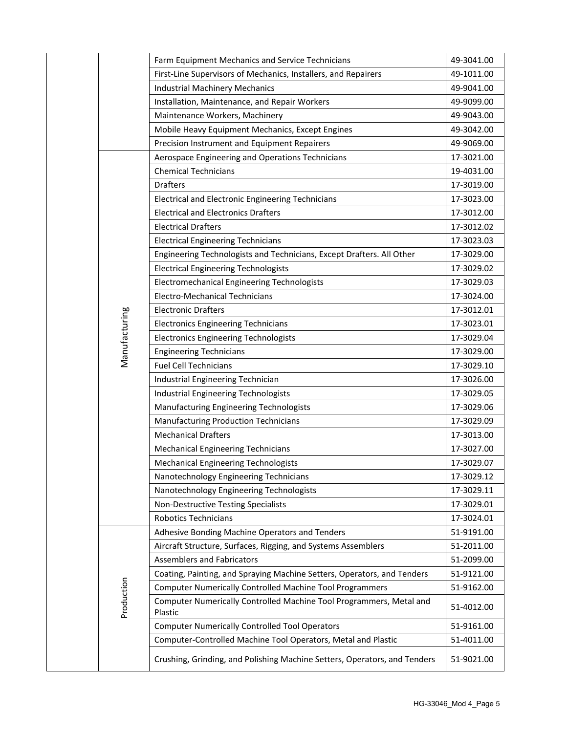| | | | |
|---|---|---|---|
| | | Farm Equipment Mechanics and Service Technicians | 49-3041.00 |
| | | First-Line Supervisors of Mechanics, Installers, and Repairers | 49-1011.00 |
| | | Industrial Machinery Mechanics | 49-9041.00 |
| | | Installation, Maintenance, and Repair Workers | 49-9099.00 |
| | | Maintenance Workers, Machinery | 49-9043.00 |
| | | Mobile Heavy Equipment Mechanics, Except Engines | 49-3042.00 |
| | | Precision Instrument and Equipment Repairers | 49-9069.00 |
| | Manufacturing | Aerospace Engineering and Operations Technicians | 17-3021.00 |
| | | Chemical Technicians | 19-4031.00 |
| | | Drafters | 17-3019.00 |
| | | Electrical and Electronic Engineering Technicians | 17-3023.00 |
| | | Electrical and Electronics Drafters | 17-3012.00 |
| | | Electrical Drafters | 17-3012.02 |
| | | Electrical Engineering Technicians | 17-3023.03 |
| | | Engineering Technologists and Technicians, Except Drafters. All Other | 17-3029.00 |
| | | Electrical Engineering Technologists | 17-3029.02 |
| | | Electromechanical Engineering Technologists | 17-3029.03 |
| | | Electro-Mechanical Technicians | 17-3024.00 |
| | | Electronic Drafters | 17-3012.01 |
| | | Electronics Engineering Technicians | 17-3023.01 |
| | | Electronics Engineering Technologists | 17-3029.04 |
| | | Engineering Technicians | 17-3029.00 |
| | | Fuel Cell Technicians | 17-3029.10 |
| | | Industrial Engineering Technician | 17-3026.00 |
| | | Industrial Engineering Technologists | 17-3029.05 |
| | | Manufacturing Engineering Technologists | 17-3029.06 |
| | | Manufacturing Production Technicians | 17-3029.09 |
| | | Mechanical Drafters | 17-3013.00 |
| | | Mechanical Engineering Technicians | 17-3027.00 |
| | | Mechanical Engineering Technologists | 17-3029.07 |
| | | Nanotechnology Engineering Technicians | 17-3029.12 |
| | | Nanotechnology Engineering Technologists | 17-3029.11 |
| | | Non-Destructive Testing Specialists | 17-3029.01 |
| | | Robotics Technicians | 17-3024.01 |
| | Production | Adhesive Bonding Machine Operators and Tenders | 51-9191.00 |
| | | Aircraft Structure, Surfaces, Rigging, and Systems Assemblers | 51-2011.00 |
| | | Assemblers and Fabricators | 51-2099.00 |
| | | Coating, Painting, and Spraying Machine Setters, Operators, and Tenders | 51-9121.00 |
| | | Computer Numerically Controlled Machine Tool Programmers | 51-9162.00 |
| | | Computer Numerically Controlled Machine Tool Programmers, Metal and Plastic | 51-4012.00 |
| | | Computer Numerically Controlled Tool Operators | 51-9161.00 |
| | | Computer-Controlled Machine Tool Operators, Metal and Plastic | 51-4011.00 |
| | | Crushing, Grinding, and Polishing Machine Setters, Operators, and Tenders | 51-9021.00 |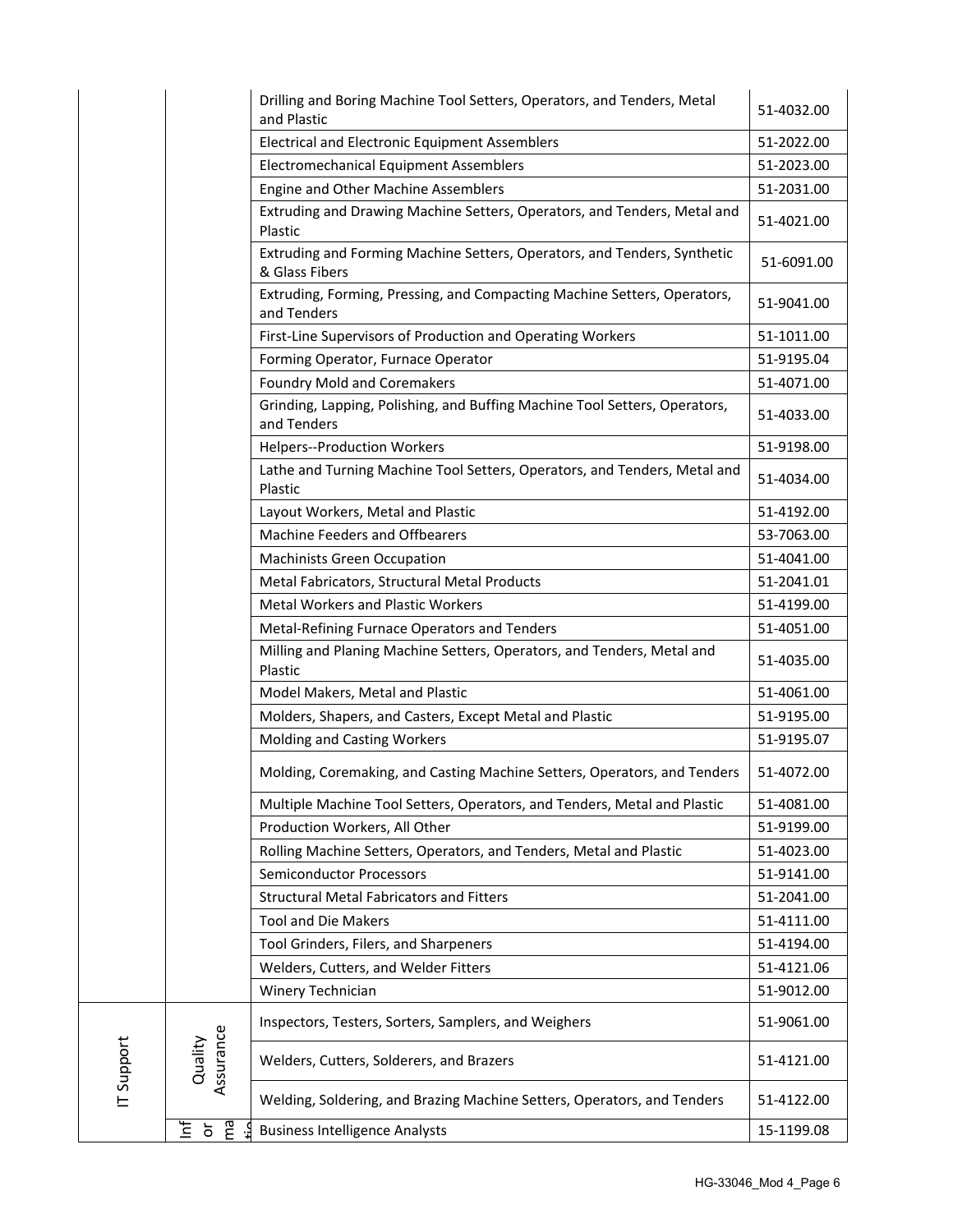| | | | |
|---|---|---|---|
| | | Drilling and Boring Machine Tool Setters, Operators, and Tenders, Metal and Plastic | 51-4032.00 |
| | | Electrical and Electronic Equipment Assemblers | 51-2022.00 |
| | | Electromechanical Equipment Assemblers | 51-2023.00 |
| | | Engine and Other Machine Assemblers | 51-2031.00 |
| | | Extruding and Drawing Machine Setters, Operators, and Tenders, Metal and Plastic | 51-4021.00 |
| | | Extruding and Forming Machine Setters, Operators, and Tenders, Synthetic & Glass Fibers | 51-6091.00 |
| | | Extruding, Forming, Pressing, and Compacting Machine Setters, Operators, and Tenders | 51-9041.00 |
| | | First-Line Supervisors of Production and Operating Workers | 51-1011.00 |
| | | Forming Operator, Furnace Operator | 51-9195.04 |
| | | Foundry Mold and Coremakers | 51-4071.00 |
| | | Grinding, Lapping, Polishing, and Buffing Machine Tool Setters, Operators, and Tenders | 51-4033.00 |
| | | Helpers--Production Workers | 51-9198.00 |
| | | Lathe and Turning Machine Tool Setters, Operators, and Tenders, Metal and Plastic | 51-4034.00 |
| | | Layout Workers, Metal and Plastic | 51-4192.00 |
| | | Machine Feeders and Offbearers | 53-7063.00 |
| | | Machinists Green Occupation | 51-4041.00 |
| | | Metal Fabricators, Structural Metal Products | 51-2041.01 |
| | | Metal Workers and Plastic Workers | 51-4199.00 |
| | | Metal-Refining Furnace Operators and Tenders | 51-4051.00 |
| | | Milling and Planing Machine Setters, Operators, and Tenders, Metal and Plastic | 51-4035.00 |
| | | Model Makers, Metal and Plastic | 51-4061.00 |
| | | Molders, Shapers, and Casters, Except Metal and Plastic | 51-9195.00 |
| | | Molding and Casting Workers | 51-9195.07 |
| | | Molding, Coremaking, and Casting Machine Setters, Operators, and Tenders | 51-4072.00 |
| | | Multiple Machine Tool Setters, Operators, and Tenders, Metal and Plastic | 51-4081.00 |
| | | Production Workers, All Other | 51-9199.00 |
| | | Rolling Machine Setters, Operators, and Tenders, Metal and Plastic | 51-4023.00 |
| | | Semiconductor Processors | 51-9141.00 |
| | | Structural Metal Fabricators and Fitters | 51-2041.00 |
| | | Tool and Die Makers | 51-4111.00 |
| | | Tool Grinders, Filers, and Sharpeners | 51-4194.00 |
| | | Welders, Cutters, and Welder Fitters | 51-4121.06 |
| | | Winery Technician | 51-9012.00 |
| IT Support | Quality Assurance | Inspectors, Testers, Sorters, Samplers, and Weighers | 51-9061.00 |
| | | Welders, Cutters, Solderers, and Brazers | 51-4121.00 |
| | | Welding, Soldering, and Brazing Machine Setters, Operators, and Tenders | 51-4122.00 |
| | Information | Business Intelligence Analysts | 15-1199.08 |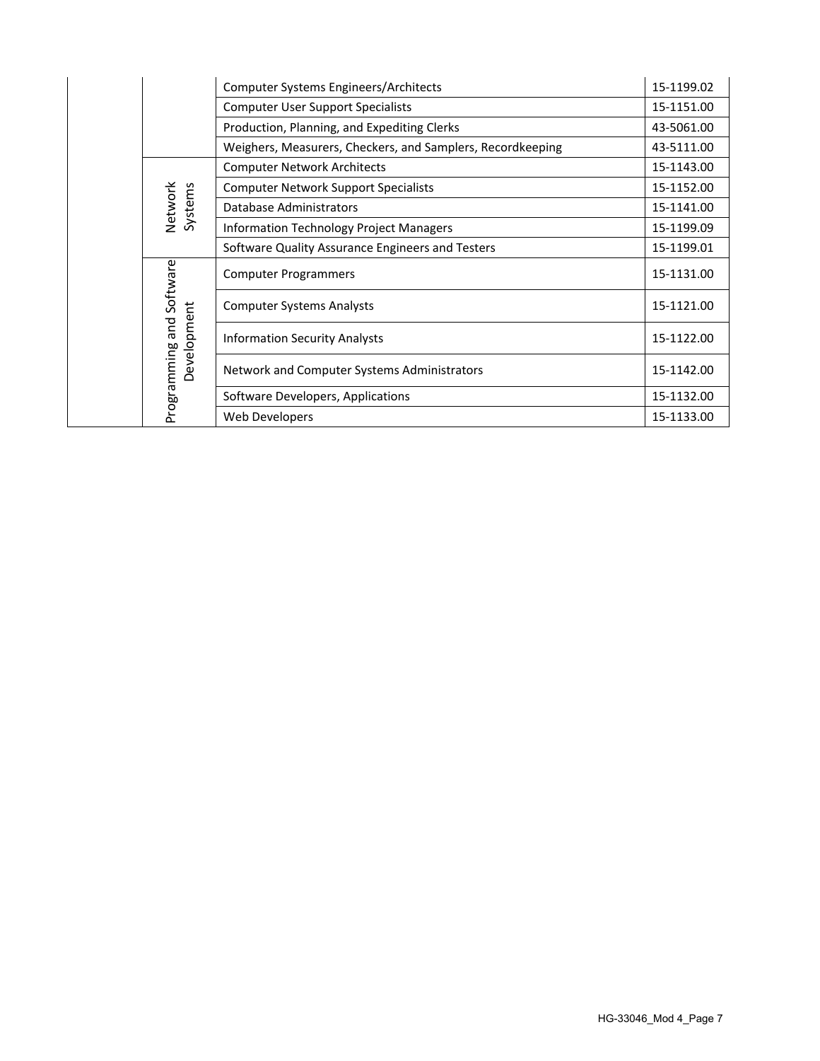| | | | |
|---|---|---|---|
| | | Computer Systems Engineers/Architects | 15-1199.02 |
| | | Computer User Support Specialists | 15-1151.00 |
| | | Production, Planning, and Expediting Clerks | 43-5061.00 |
| | | Weighers, Measurers, Checkers, and Samplers, Recordkeeping | 43-5111.00 |
| | Network Systems | Computer Network Architects | 15-1143.00 |
| | | Computer Network Support Specialists | 15-1152.00 |
| | | Database Administrators | 15-1141.00 |
| | | Information Technology Project Managers | 15-1199.09 |
| | | Software Quality Assurance Engineers and Testers | 15-1199.01 |
| | Programming and Software Development | Computer Programmers | 15-1131.00 |
| | | Computer Systems Analysts | 15-1121.00 |
| | | Information Security Analysts | 15-1122.00 |
| | | Network and Computer Systems Administrators | 15-1142.00 |
| | | Software Developers, Applications | 15-1132.00 |
| | | Web Developers | 15-1133.00 |